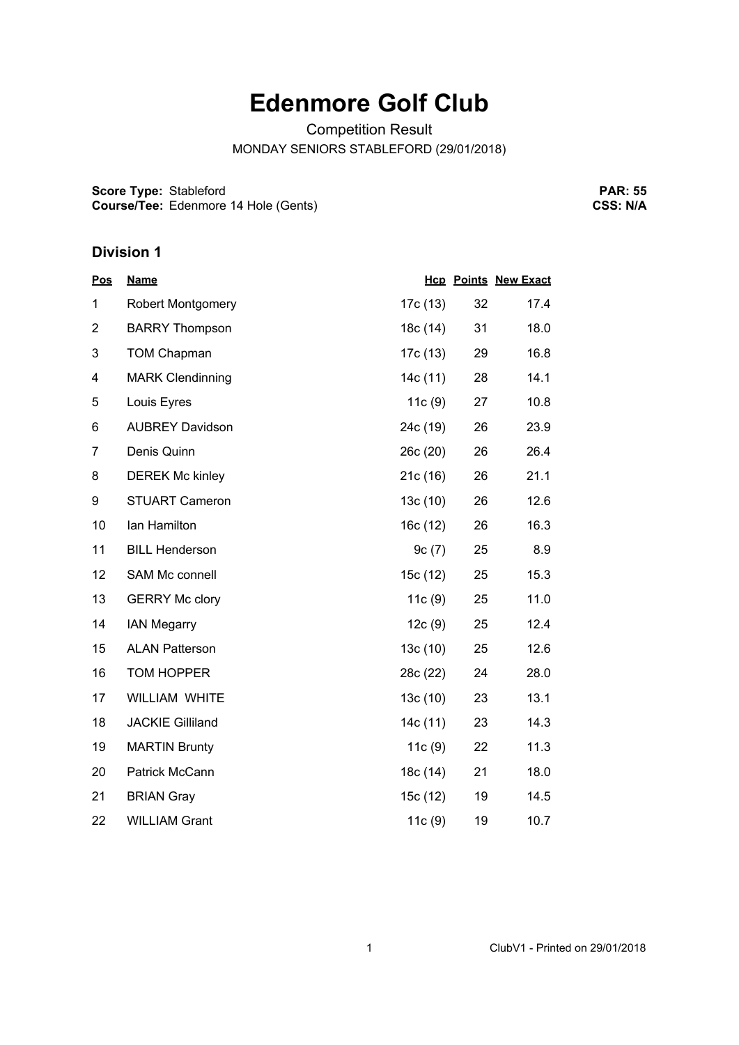# Edenmore Golf Club

Competition Result

MONDAY SENIORS STABLEFORD (29/01/2018)

**Score Type:** Stableford
**Course/Tee:** Edenmore 14 Hole (Gents)

**PAR: 55**
**CSS: N/A**

## Division 1

| Pos | Name | Hcp | Points | New Exact |
|---|---|---|---|---|
| 1 | Robert Montgomery | 17c (13) | 32 | 17.4 |
| 2 | BARRY Thompson | 18c (14) | 31 | 18.0 |
| 3 | TOM Chapman | 17c (13) | 29 | 16.8 |
| 4 | MARK Clendinning | 14c (11) | 28 | 14.1 |
| 5 | Louis Eyres | 11c (9) | 27 | 10.8 |
| 6 | AUBREY Davidson | 24c (19) | 26 | 23.9 |
| 7 | Denis Quinn | 26c (20) | 26 | 26.4 |
| 8 | DEREK Mc kinley | 21c (16) | 26 | 21.1 |
| 9 | STUART Cameron | 13c (10) | 26 | 12.6 |
| 10 | Ian Hamilton | 16c (12) | 26 | 16.3 |
| 11 | BILL Henderson | 9c (7) | 25 | 8.9 |
| 12 | SAM Mc connell | 15c (12) | 25 | 15.3 |
| 13 | GERRY Mc clory | 11c (9) | 25 | 11.0 |
| 14 | IAN Megarry | 12c (9) | 25 | 12.4 |
| 15 | ALAN Patterson | 13c (10) | 25 | 12.6 |
| 16 | TOM HOPPER | 28c (22) | 24 | 28.0 |
| 17 | WILLIAM WHITE | 13c (10) | 23 | 13.1 |
| 18 | JACKIE Gilliland | 14c (11) | 23 | 14.3 |
| 19 | MARTIN Brunty | 11c (9) | 22 | 11.3 |
| 20 | Patrick McCann | 18c (14) | 21 | 18.0 |
| 21 | BRIAN Gray | 15c (12) | 19 | 14.5 |
| 22 | WILLIAM Grant | 11c (9) | 19 | 10.7 |

ClubV1 - Printed on 29/01/2018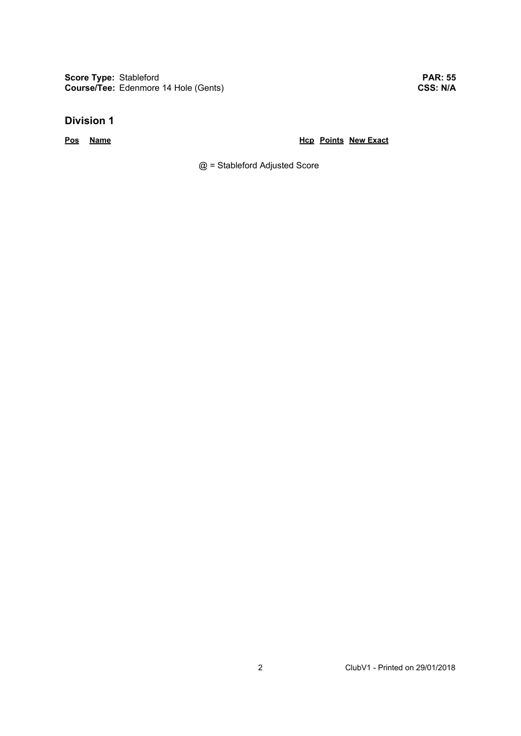**Score Type:** Stableford
**Course/Tee:** Edenmore 14 Hole (Gents)

**PAR: 55**
**CSS: N/A**

## Division 1

| Pos | Name | Hcp | Points | New Exact |
| --- | --- | --- | --- | --- |

@ = Stableford Adjusted Score

ClubV1 - Printed on 29/01/2018